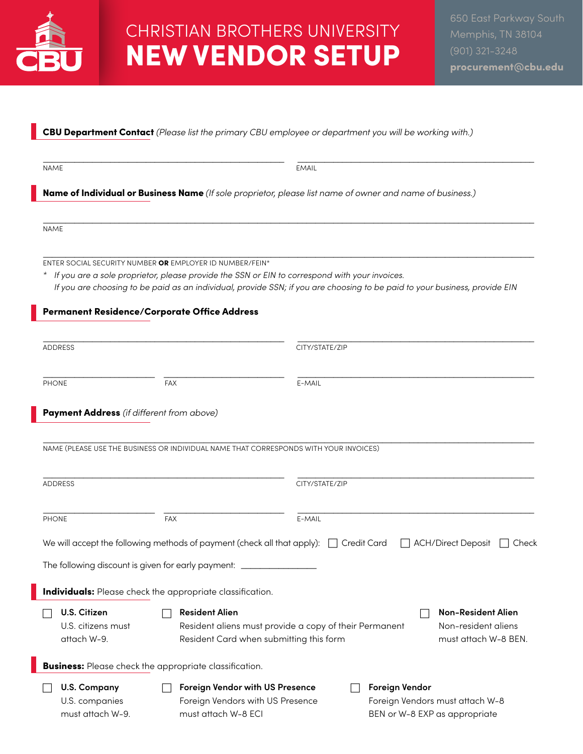# CHRISTIAN BROTHERS UNIVERSITY
# NEW VENDOR SETUP

650 East Parkway South
Memphis, TN 38104
(901) 321-3248
**procurement@cbu.edu**

**CBU Department Contact** *(Please list the primary CBU employee or department you will be working with.)*

NAME _______________ EMAIL _______________

**Name of Individual or Business Name** *(If sole proprietor, please list name of owner and name of business.)*

NAME _______________

ENTER SOCIAL SECURITY NUMBER **OR** EMPLOYER ID NUMBER/FEIN* _______________

\* *If you are a sole proprietor, please provide the SSN or EIN to correspond with your invoices.*
*If you are choosing to be paid as an individual, provide SSN; if you are choosing to be paid to your business, provide EIN*

**Permanent Residence/Corporate Office Address**

ADDRESS _______________ CITY/STATE/ZIP _______________

PHONE _______________ FAX _______________ E-MAIL _______________

**Payment Address** *(if different from above)*

NAME (PLEASE USE THE BUSINESS OR INDIVIDUAL NAME THAT CORRESPONDS WITH YOUR INVOICES) _______________

ADDRESS _______________ CITY/STATE/ZIP _______________

PHONE _______________ FAX _______________ E-MAIL _______________

We will accept the following methods of payment (check all that apply): ☐ Credit Card ☐ ACH/Direct Deposit ☐ Check

The following discount is given for early payment: _______________

**Individuals:** Please check the appropriate classification.

☐ **U.S. Citizen**
U.S. citizens must attach W-9.

☐ **Resident Alien**
Resident aliens must provide a copy of their Permanent Resident Card when submitting this form

☐ **Non-Resident Alien**
Non-resident aliens must attach W-8 BEN.

**Business:** Please check the appropriate classification.

☐ **U.S. Company**
U.S. companies must attach W-9.

☐ **Foreign Vendor with US Presence**
Foreign Vendors with US Presence must attach W-8 ECI

☐ **Foreign Vendor**
Foreign Vendors must attach W-8 BEN or W-8 EXP as appropriate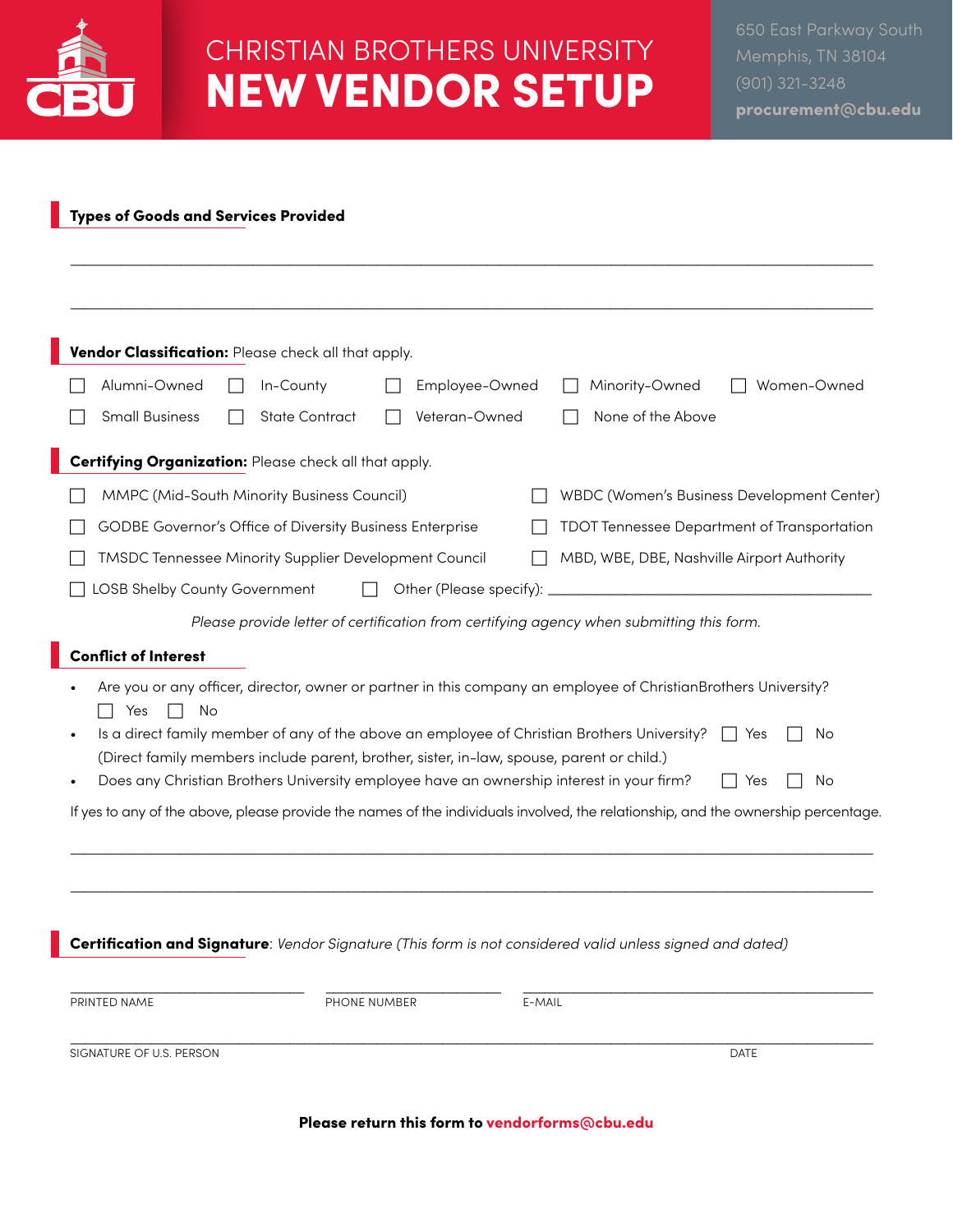# CHRISTIAN BROTHERS UNIVERSITY
# NEW VENDOR SETUP

650 East Parkway South
Memphis, TN 38104
(901) 321-3248
**procurement@cbu.edu**

## Types of Goods and Services Provided

\_\_\_\_\_\_\_\_\_\_\_\_\_\_\_\_\_\_\_\_\_\_\_\_\_\_\_\_\_\_\_\_\_\_\_\_\_\_\_\_\_\_\_\_\_\_\_\_\_\_\_\_\_\_\_\_\_\_\_\_\_\_\_\_\_\_\_\_\_\_\_\_

\_\_\_\_\_\_\_\_\_\_\_\_\_\_\_\_\_\_\_\_\_\_\_\_\_\_\_\_\_\_\_\_\_\_\_\_\_\_\_\_\_\_\_\_\_\_\_\_\_\_\_\_\_\_\_\_\_\_\_\_\_\_\_\_\_\_\_\_\_\_\_\_

## Vendor Classification: Please check all that apply.

- ☐ Alumni-Owned
- ☐ In-County
- ☐ Employee-Owned
- ☐ Minority-Owned
- ☐ Women-Owned
- ☐ Small Business
- ☐ State Contract
- ☐ Veteran-Owned
- ☐ None of the Above

## Certifying Organization: Please check all that apply.

- ☐ MMPC (Mid-South Minority Business Council)
- ☐ WBDC (Women's Business Development Center)
- ☐ GODBE Governor's Office of Diversity Business Enterprise
- ☐ TDOT Tennessee Department of Transportation
- ☐ TMSDC Tennessee Minority Supplier Development Council
- ☐ MBD, WBE, DBE, Nashville Airport Authority
- ☐ LOSB Shelby County Government
- ☐ Other (Please specify): \_\_\_\_\_\_\_\_\_\_\_\_\_\_\_\_\_\_\_\_\_\_\_\_\_\_\_\_\_\_

*Please provide letter of certification from certifying agency when submitting this form.*

## Conflict of Interest

- Are you or any officer, director, owner or partner in this company an employee of ChristianBrothers University? ☐ Yes ☐ No
- Is a direct family member of any of the above an employee of Christian Brothers University? ☐ Yes ☐ No
  (Direct family members include parent, brother, sister, in-law, spouse, parent or child.)
- Does any Christian Brothers University employee have an ownership interest in your firm? ☐ Yes ☐ No

If yes to any of the above, please provide the names of the individuals involved, the relationship, and the ownership percentage.

\_\_\_\_\_\_\_\_\_\_\_\_\_\_\_\_\_\_\_\_\_\_\_\_\_\_\_\_\_\_\_\_\_\_\_\_\_\_\_\_\_\_\_\_\_\_\_\_\_\_\_\_\_\_\_\_\_\_\_\_\_\_\_\_\_\_\_\_\_\_\_\_

\_\_\_\_\_\_\_\_\_\_\_\_\_\_\_\_\_\_\_\_\_\_\_\_\_\_\_\_\_\_\_\_\_\_\_\_\_\_\_\_\_\_\_\_\_\_\_\_\_\_\_\_\_\_\_\_\_\_\_\_\_\_\_\_\_\_\_\_\_\_\_\_

## Certification and Signature: *Vendor Signature (This form is not considered valid unless signed and dated)*

\_\_\_\_\_\_\_\_\_\_\_\_\_\_\_\_\_\_\_\_ \_\_\_\_\_\_\_\_\_\_\_\_\_\_\_\_\_\_\_\_ \_\_\_\_\_\_\_\_\_\_\_\_\_\_\_\_\_\_\_\_\_\_\_\_\_\_\_\_\_\_
PRINTED NAME PHONE NUMBER E-MAIL

\_\_\_\_\_\_\_\_\_\_\_\_\_\_\_\_\_\_\_\_\_\_\_\_\_\_\_\_\_\_\_\_\_\_\_\_\_\_\_\_\_\_\_\_\_\_\_\_\_\_\_\_\_\_\_\_\_\_\_\_\_\_\_\_\_\_\_\_\_\_\_\_
SIGNATURE OF U.S. PERSON DATE

**Please return this form to vendorforms@cbu.edu**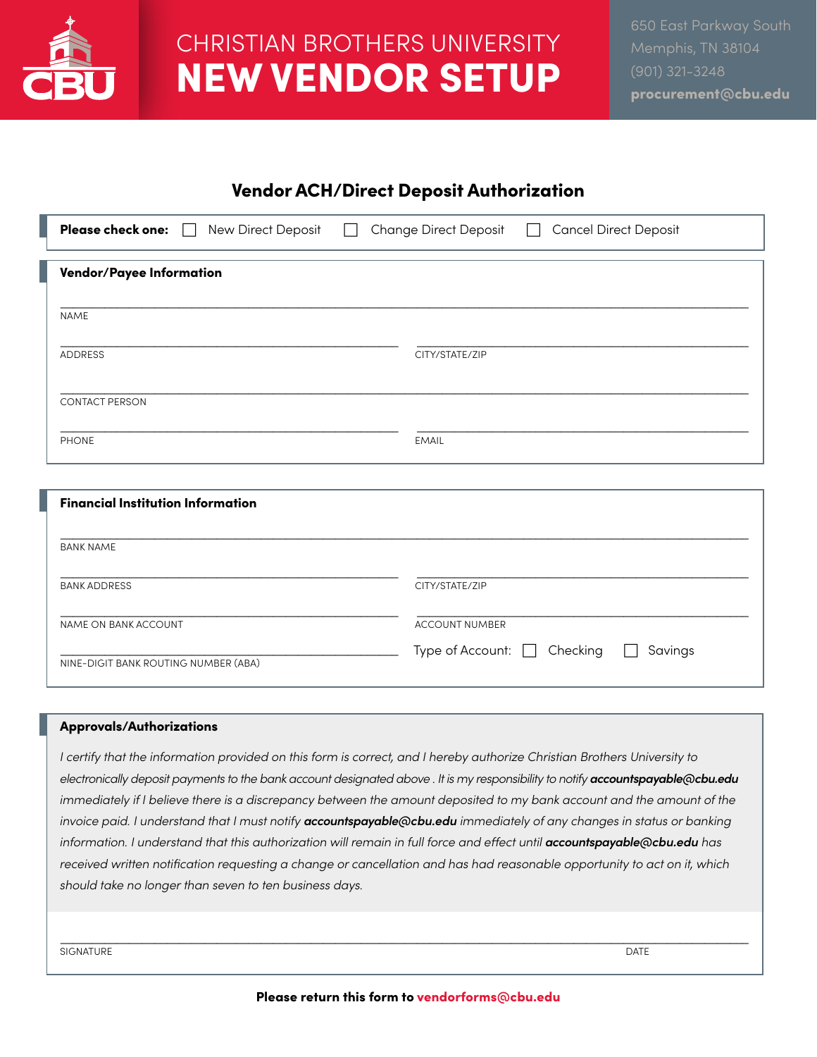# CHRISTIAN BROTHERS UNIVERSITY
# NEW VENDOR SETUP

650 East Parkway South
Memphis, TN 38104
(901) 321-3248
**procurement@cbu.edu**

## Vendor ACH/Direct Deposit Authorization

**Please check one:** ☐ New Direct Deposit ☐ Change Direct Deposit ☐ Cancel Direct Deposit

### Vendor/Payee Information

NAME

ADDRESS

CITY/STATE/ZIP

CONTACT PERSON

PHONE

EMAIL

### Financial Institution Information

BANK NAME

BANK ADDRESS

CITY/STATE/ZIP

NAME ON BANK ACCOUNT

ACCOUNT NUMBER

NINE-DIGIT BANK ROUTING NUMBER (ABA)

Type of Account: ☐ Checking ☐ Savings

### Approvals/Authorizations

*I certify that the information provided on this form is correct, and I hereby authorize Christian Brothers University to electronically deposit payments to the bank account designated above . It is my responsibility to notify* ***accountspayable@cbu.edu*** *immediately if I believe there is a discrepancy between the amount deposited to my bank account and the amount of the invoice paid. I understand that I must notify* ***accountspayable@cbu.edu*** *immediately of any changes in status or banking information. I understand that this authorization will remain in full force and effect until* ***accountspayable@cbu.edu*** *has received written notification requesting a change or cancellation and has had reasonable opportunity to act on it, which should take no longer than seven to ten business days.*

SIGNATURE

DATE

**Please return this form to vendorforms@cbu.edu**